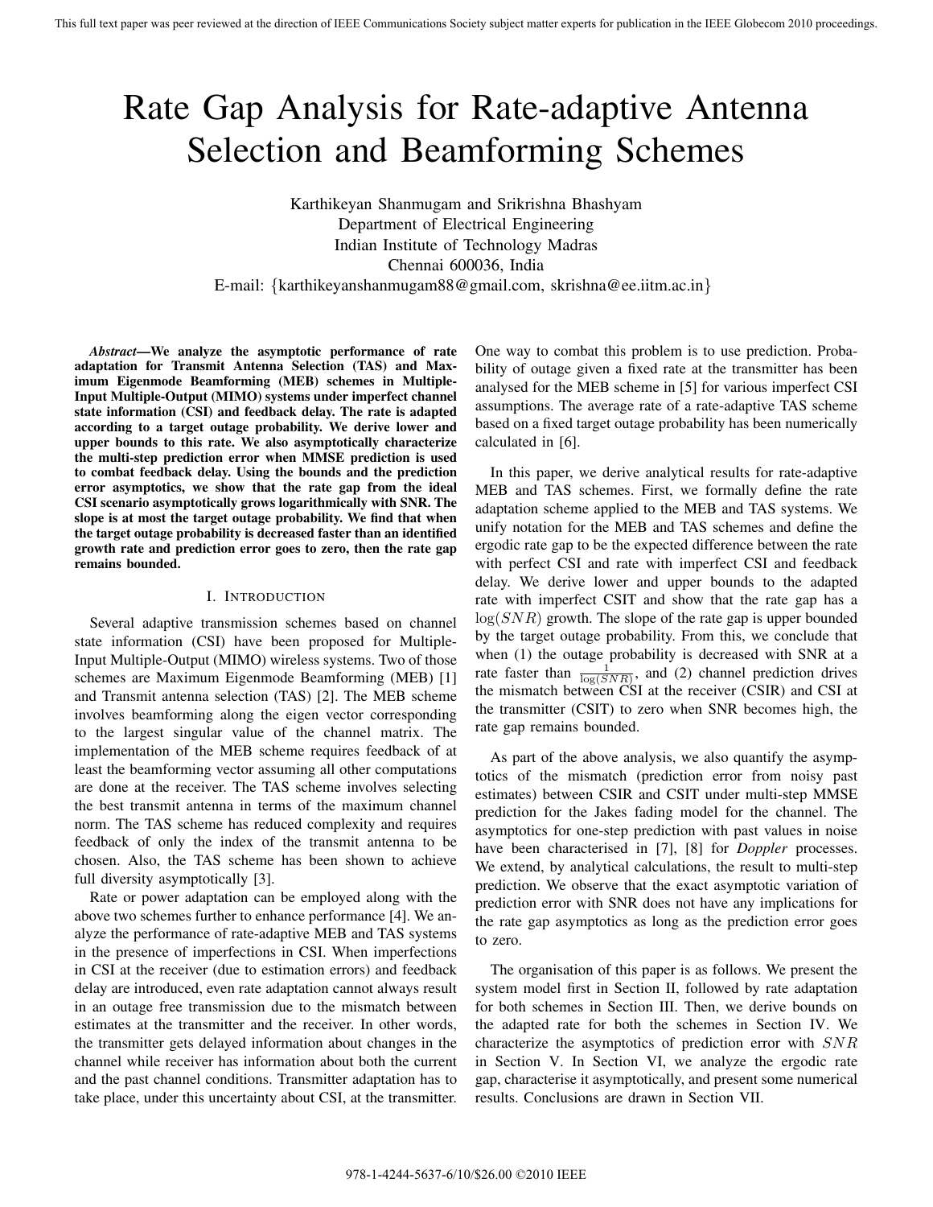# Rate Gap Analysis for Rate-adaptive Antenna Selection and Beamforming Schemes

Karthikeyan Shanmugam and Srikrishna Bhashyam
Department of Electrical Engineering
Indian Institute of Technology Madras
Chennai 600036, India
E-mail: {karthikeyanshanmugam88@gmail.com, skrishna@ee.iitm.ac.in}

***Abstract*—We analyze the asymptotic performance of rate adaptation for Transmit Antenna Selection (TAS) and Maximum Eigenmode Beamforming (MEB) schemes in Multiple-Input Multiple-Output (MIMO) systems under imperfect channel state information (CSI) and feedback delay. The rate is adapted according to a target outage probability. We derive lower and upper bounds to this rate. We also asymptotically characterize the multi-step prediction error when MMSE prediction is used to combat feedback delay. Using the bounds and the prediction error asymptotics, we show that the rate gap from the ideal CSI scenario asymptotically grows logarithmically with SNR. The slope is at most the target outage probability. We find that when the target outage probability is decreased faster than an identified growth rate and prediction error goes to zero, then the rate gap remains bounded.**

## I. Introduction

Several adaptive transmission schemes based on channel state information (CSI) have been proposed for Multiple-Input Multiple-Output (MIMO) wireless systems. Two of those schemes are Maximum Eigenmode Beamforming (MEB) [1] and Transmit antenna selection (TAS) [2]. The MEB scheme involves beamforming along the eigen vector corresponding to the largest singular value of the channel matrix. The implementation of the MEB scheme requires feedback of at least the beamforming vector assuming all other computations are done at the receiver. The TAS scheme involves selecting the best transmit antenna in terms of the maximum channel norm. The TAS scheme has reduced complexity and requires feedback of only the index of the transmit antenna to be chosen. Also, the TAS scheme has been shown to achieve full diversity asymptotically [3].

Rate or power adaptation can be employed along with the above two schemes further to enhance performance [4]. We analyze the performance of rate-adaptive MEB and TAS systems in the presence of imperfections in CSI. When imperfections in CSI at the receiver (due to estimation errors) and feedback delay are introduced, even rate adaptation cannot always result in an outage free transmission due to the mismatch between estimates at the transmitter and the receiver. In other words, the transmitter gets delayed information about changes in the channel while receiver has information about both the current and the past channel conditions. Transmitter adaptation has to take place, under this uncertainty about CSI, at the transmitter. One way to combat this problem is to use prediction. Probability of outage given a fixed rate at the transmitter has been analysed for the MEB scheme in [5] for various imperfect CSI assumptions. The average rate of a rate-adaptive TAS scheme based on a fixed target outage probability has been numerically calculated in [6].

In this paper, we derive analytical results for rate-adaptive MEB and TAS schemes. First, we formally define the rate adaptation scheme applied to the MEB and TAS systems. We unify notation for the MEB and TAS schemes and define the ergodic rate gap to be the expected difference between the rate with perfect CSI and rate with imperfect CSI and feedback delay. We derive lower and upper bounds to the adapted rate with imperfect CSIT and show that the rate gap has a $\log(SNR)$ growth. The slope of the rate gap is upper bounded by the target outage probability. From this, we conclude that when (1) the outage probability is decreased with SNR at a rate faster than $\frac{1}{\log(SNR)}$, and (2) channel prediction drives the mismatch between CSI at the receiver (CSIR) and CSI at the transmitter (CSIT) to zero when SNR becomes high, the rate gap remains bounded.

As part of the above analysis, we also quantify the asymptotics of the mismatch (prediction error from noisy past estimates) between CSIR and CSIT under multi-step MMSE prediction for the Jakes fading model for the channel. The asymptotics for one-step prediction with past values in noise have been characterised in [7], [8] for *Doppler* processes. We extend, by analytical calculations, the result to multi-step prediction. We observe that the exact asymptotic variation of prediction error with SNR does not have any implications for the rate gap asymptotics as long as the prediction error goes to zero.

The organisation of this paper is as follows. We present the system model first in Section II, followed by rate adaptation for both schemes in Section III. Then, we derive bounds on the adapted rate for both the schemes in Section IV. We characterize the asymptotics of prediction error with $SNR$ in Section V. In Section VI, we analyze the ergodic rate gap, characterise it asymptotically, and present some numerical results. Conclusions are drawn in Section VII.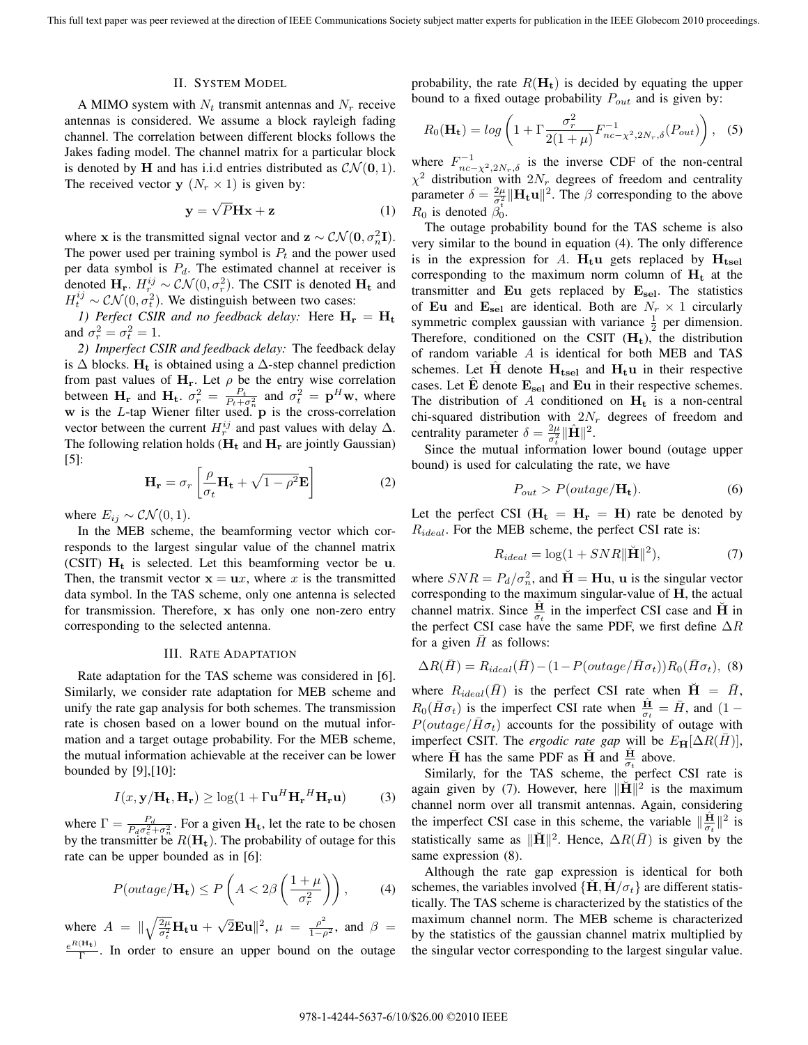## II. System Model

A MIMO system with $N_t$ transmit antennas and $N_r$ receive antennas is considered. We assume a block rayleigh fading channel. The correlation between different blocks follows the Jakes fading model. The channel matrix for a particular block is denoted by $\mathbf{H}$ and has i.i.d entries distributed as $\mathcal{CN}(\mathbf{0}, 1)$. The received vector $\mathbf{y}$ ($N_r \times 1$) is given by:

$$\mathbf{y} = \sqrt{P}\mathbf{H}\mathbf{x} + \mathbf{z} \tag{1}$$

where $\mathbf{x}$ is the transmitted signal vector and $\mathbf{z} \sim \mathcal{CN}(\mathbf{0}, \sigma_n^2 \mathbf{I})$. The power used per training symbol is $P_t$ and the power used per data symbol is $P_d$. The estimated channel at receiver is denoted $\mathbf{H_r}$. $H_r^{ij} \sim \mathcal{CN}(0, \sigma_r^2)$. The CSIT is denoted $\mathbf{H_t}$ and $H_t^{ij} \sim \mathcal{CN}(0, \sigma_t^2)$. We distinguish between two cases:

*1) Perfect CSIR and no feedback delay:* Here $\mathbf{H_r} = \mathbf{H_t}$ and $\sigma_r^2 = \sigma_t^2 = 1$.

*2) Imperfect CSIR and feedback delay:* The feedback delay is $\Delta$ blocks. $\mathbf{H_t}$ is obtained using a $\Delta$-step channel prediction from past values of $\mathbf{H_r}$. Let $\rho$ be the entry wise correlation between $\mathbf{H_r}$ and $\mathbf{H_t}$. $\sigma_r^2 = \frac{P_t}{P_t + \sigma_n^2}$ and $\sigma_t^2 = \mathbf{p}^H \mathbf{w}$, where $\mathbf{w}$ is the $L$-tap Wiener filter used. $\mathbf{p}$ is the cross-correlation vector between the current $H_r^{ij}$ and past values with delay $\Delta$. The following relation holds ($\mathbf{H_t}$ and $\mathbf{H_r}$ are jointly Gaussian) [5]:

$$\mathbf{H_r} = \sigma_r \left[ \frac{\rho}{\sigma_t}\mathbf{H_t} + \sqrt{1-\rho^2}\mathbf{E} \right] \tag{2}$$

where $E_{ij} \sim \mathcal{CN}(0, 1)$.

In the MEB scheme, the beamforming vector which corresponds to the largest singular value of the channel matrix (CSIT) $\mathbf{H_t}$ is selected. Let this beamforming vector be $\mathbf{u}$. Then, the transmit vector $\mathbf{x} = \mathbf{u}x$, where $x$ is the transmitted data symbol. In the TAS scheme, only one antenna is selected for transmission. Therefore, $\mathbf{x}$ has only one non-zero entry corresponding to the selected antenna.

## III. Rate Adaptation

Rate adaptation for the TAS scheme was considered in [6]. Similarly, we consider rate adaptation for MEB scheme and unify the rate gap analysis for both schemes. The transmission rate is chosen based on a lower bound on the mutual information and a target outage probability. For the MEB scheme, the mutual information achievable at the receiver can be lower bounded by [9],[10]:

$$I(x, \mathbf{y}/\mathbf{H_t}, \mathbf{H_r}) \geq \log(1 + \Gamma \mathbf{u}^H \mathbf{H_r}^H \mathbf{H_r} \mathbf{u}) \tag{3}$$

where $\Gamma = \frac{P_d}{P_d \sigma_e^2 + \sigma_n^2}$. For a given $\mathbf{H_t}$, let the rate to be chosen by the transmitter be $R(\mathbf{H_t})$. The probability of outage for this rate can be upper bounded as in [6]:

$$P(outage/\mathbf{H_t}) \leq P\left( A < 2\beta \left( \frac{1+\mu}{\sigma_r^2} \right) \right), \tag{4}$$

where $A = \| \sqrt{\frac{2\mu}{\sigma_t^2}}\mathbf{H_t}\mathbf{u} + \sqrt{2}\mathbf{E}\mathbf{u} \|^2$, $\mu = \frac{\rho^2}{1-\rho^2}$, and $\beta = \frac{e^{R(\mathbf{H_t})}}{\Gamma}$. In order to ensure an upper bound on the outage probability, the rate $R(\mathbf{H_t})$ is decided by equating the upper bound to a fixed outage probability $P_{out}$ and is given by:

$$R_0(\mathbf{H_t}) = log\left( 1 + \Gamma \frac{\sigma_r^2}{2(1+\mu)} F^{-1}_{nc-\chi^2, 2N_r, \delta}(P_{out}) \right), \tag{5}$$

where $F^{-1}_{nc-\chi^2, 2N_r, \delta}$ is the inverse CDF of the non-central $\chi^2$ distribution with $2N_r$ degrees of freedom and centrality parameter $\delta = \frac{2\mu}{\sigma_t^2}\|\mathbf{H_t}\mathbf{u}\|^2$. The $\beta$ corresponding to the above $R_0$ is denoted $\beta_0$.

The outage probability bound for the TAS scheme is also very similar to the bound in equation (4). The only difference is in the expression for $A$. $\mathbf{H_t}\mathbf{u}$ gets replaced by $\mathbf{H_{tsel}}$ corresponding to the maximum norm column of $\mathbf{H_t}$ at the transmitter and $\mathbf{E}\mathbf{u}$ gets replaced by $\mathbf{E_{sel}}$. The statistics of $\mathbf{E}\mathbf{u}$ and $\mathbf{E_{sel}}$ are identical. Both are $N_r \times 1$ circularly symmetric complex gaussian with variance $\frac{1}{2}$ per dimension. Therefore, conditioned on the CSIT ($\mathbf{H_t}$), the distribution of random variable $A$ is identical for both MEB and TAS schemes. Let $\hat{\mathbf{H}}$ denote $\mathbf{H_{tsel}}$ and $\mathbf{H_t}\mathbf{u}$ in their respective cases. Let $\hat{\mathbf{E}}$ denote $\mathbf{E_{sel}}$ and $\mathbf{E}\mathbf{u}$ in their respective schemes. The distribution of $A$ conditioned on $\mathbf{H_t}$ is a non-central chi-squared distribution with $2N_r$ degrees of freedom and centrality parameter $\delta = \frac{2\mu}{\sigma_t^2}\|\hat{\mathbf{H}}\|^2$.

Since the mutual information lower bound (outage upper bound) is used for calculating the rate, we have

$$P_{out} > P(outage/\mathbf{H_t}). \tag{6}$$

Let the perfect CSI ($\mathbf{H_t} = \mathbf{H_r} = \mathbf{H}$) rate be denoted by $R_{ideal}$. For the MEB scheme, the perfect CSI rate is:

$$R_{ideal} = \log(1 + SNR\|\breve{\mathbf{H}}\|^2), \tag{7}$$

where $SNR = P_d/\sigma_n^2$, and $\breve{\mathbf{H}} = \mathbf{H}\mathbf{u}$, $\mathbf{u}$ is the singular vector corresponding to the maximum singular-value of $\mathbf{H}$, the actual channel matrix. Since $\frac{\hat{\mathbf{H}}}{\sigma_t}$ in the imperfect CSI case and $\breve{\mathbf{H}}$ in the perfect CSI case have the same PDF, we first define $\Delta R$ for a given $\bar{H}$ as follows:

$$\Delta R(\bar{H}) = R_{ideal}(\bar{H}) - (1 - P(outage/\bar{H}\sigma_t))R_0(\bar{H}\sigma_t), \tag{8}$$

where $R_{ideal}(\bar{H})$ is the perfect CSI rate when $\breve{\mathbf{H}} = \bar{H}$, $R_0(\bar{H}\sigma_t)$ is the imperfect CSI rate when $\frac{\hat{\mathbf{H}}}{\sigma_t} = \bar{H}$, and $(1 - P(outage/\bar{H}\sigma_t))$ accounts for the possibility of outage with imperfect CSIT. The *ergodic rate gap* will be $E_{\bar{\mathbf{H}}}[\Delta R(\bar{H})]$, where $\bar{\mathbf{H}}$ has the same PDF as $\breve{\mathbf{H}}$ and $\frac{\hat{\mathbf{H}}}{\sigma_t}$ above.

Similarly, for the TAS scheme, the perfect CSI rate is again given by (7). However, here $\|\breve{\mathbf{H}}\|^2$ is the maximum channel norm over all transmit antennas. Again, considering the imperfect CSI case in this scheme, the variable $\|\frac{\hat{\mathbf{H}}}{\sigma_t}\|^2$ is statistically same as $\|\breve{\mathbf{H}}\|^2$. Hence, $\Delta R(\bar{H})$ is given by the same expression (8).

Although the rate gap expression is identical for both schemes, the variables involved $\{\breve{\mathbf{H}}, \hat{\mathbf{H}}/\sigma_t\}$ are different statistically. The TAS scheme is characterized by the statistics of the maximum channel norm. The MEB scheme is characterized by the statistics of the gaussian channel matrix multiplied by the singular vector corresponding to the largest singular value.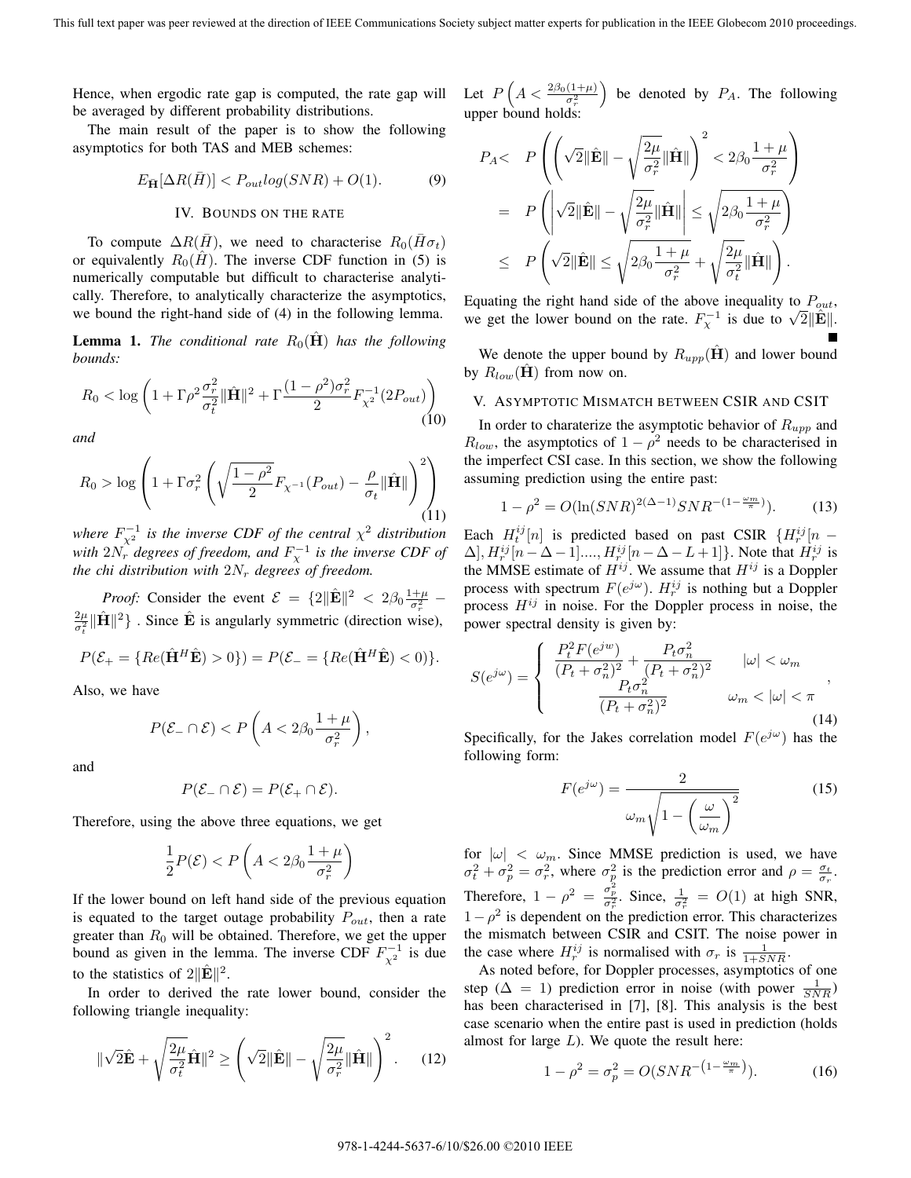Hence, when ergodic rate gap is computed, the rate gap will be averaged by different probability distributions.

The main result of the paper is to show the following asymptotics for both TAS and MEB schemes:

$$E_{\bar{\mathbf{H}}}[\Delta R(\bar{H})] < P_{out} log(SNR) + O(1). \tag{9}$$

## IV. Bounds on the rate

To compute $\Delta R(\bar{H})$, we need to characterise $R_0(\bar{H}\sigma_t)$ or equivalently $R_0(\hat{H})$. The inverse CDF function in (5) is numerically computable but difficult to characterise analytically. Therefore, to analytically characterize the asymptotics, we bound the right-hand side of (4) in the following lemma.

**Lemma 1.** *The conditional rate $R_0(\hat{\mathbf{H}})$ has the following bounds:*

$$R_0 < \log\left(1 + \Gamma\rho^2\frac{\sigma_r^2}{\sigma_t^2}\|\hat{\mathbf{H}}\|^2 + \Gamma\frac{(1-\rho^2)\sigma_r^2}{2}F_{\chi^2}^{-1}(2P_{out})\right) \tag{10}$$

*and*

$$R_0 > \log\left(1 + \Gamma\sigma_r^2\left(\sqrt{\frac{1-\rho^2}{2}}F_{\chi^{-1}}(P_{out}) - \frac{\rho}{\sigma_t}\|\hat{\mathbf{H}}\|\right)^2\right) \tag{11}$$

*where $F_{\chi^2}^{-1}$ is the inverse CDF of the central $\chi^2$ distribution with $2N_r$ degrees of freedom, and $F_{\chi}^{-1}$ is the inverse CDF of the chi distribution with $2N_r$ degrees of freedom.*

*Proof:* Consider the event $\mathcal{E} = \{2\|\hat{\mathbf{E}}\|^2 < 2\beta_0\frac{1+\mu}{\sigma_r^2} - \frac{2\mu}{\sigma_t^2}\|\hat{\mathbf{H}}\|^2\}$ . Since $\hat{\mathbf{E}}$ is angularly symmetric (direction wise),

$$P(\mathcal{E}_+ = \{Re(\hat{\mathbf{H}}^H\hat{\mathbf{E}}) > 0\}) = P(\mathcal{E}_- = \{Re(\hat{\mathbf{H}}^H\hat{\mathbf{E}}) < 0\}).$$

Also, we have

$$P(\mathcal{E}_- \cap \mathcal{E}) < P\left(A < 2\beta_0\frac{1+\mu}{\sigma_r^2}\right),$$

and

$$P(\mathcal{E}_- \cap \mathcal{E}) = P(\mathcal{E}_+ \cap \mathcal{E}).$$

Therefore, using the above three equations, we get

$$\frac{1}{2}P(\mathcal{E}) < P\left(A < 2\beta_0\frac{1+\mu}{\sigma_r^2}\right)$$

If the lower bound on left hand side of the previous equation is equated to the target outage probability $P_{out}$, then a rate greater than $R_0$ will be obtained. Therefore, we get the upper bound as given in the lemma. The inverse CDF $F_{\chi^2}^{-1}$ is due to the statistics of $2\|\hat{\mathbf{E}}\|^2$.

In order to derived the rate lower bound, consider the following triangle inequality:

$$\|\sqrt{2}\hat{\mathbf{E}} + \sqrt{\frac{2\mu}{\sigma_t^2}}\hat{\mathbf{H}}\|^2 \geq \left(\sqrt{2}\|\hat{\mathbf{E}}\| - \sqrt{\frac{2\mu}{\sigma_r^2}}\|\hat{\mathbf{H}}\|\right)^2. \tag{12}$$

Let $P\left(A < \frac{2\beta_0(1+\mu)}{\sigma_r^2}\right)$ be denoted by $P_A$. The following upper bound holds:

$$\begin{aligned}
P_A <& \ P\left(\left(\sqrt{2}\|\hat{\mathbf{E}}\| - \sqrt{\frac{2\mu}{\sigma_r^2}}\|\hat{\mathbf{H}}\|\right)^2 < 2\beta_0\frac{1+\mu}{\sigma_r^2}\right) \\
=& \ P\left(\left|\sqrt{2}\|\hat{\mathbf{E}}\| - \sqrt{\frac{2\mu}{\sigma_r^2}}\|\hat{\mathbf{H}}\|\right| \leq \sqrt{2\beta_0\frac{1+\mu}{\sigma_r^2}}\right) \\
\leq& \ P\left(\sqrt{2}\|\hat{\mathbf{E}}\| \leq \sqrt{2\beta_0\frac{1+\mu}{\sigma_r^2}} + \sqrt{\frac{2\mu}{\sigma_t^2}}\|\hat{\mathbf{H}}\|\right).
\end{aligned}$$

Equating the right hand side of the above inequality to $P_{out}$, we get the lower bound on the rate. $F_{\chi}^{-1}$ is due to $\sqrt{2}\|\hat{\mathbf{E}}\|$. ∎

We denote the upper bound by $R_{upp}(\hat{\mathbf{H}})$ and lower bound by $R_{low}(\hat{\mathbf{H}})$ from now on.

## V. Asymptotic Mismatch between CSIR and CSIT

In order to charaterize the asymptotic behavior of $R_{upp}$ and $R_{low}$, the asymptotics of $1-\rho^2$ needs to be characterised in the imperfect CSI case. In this section, we show the following assuming prediction using the entire past:

$$1-\rho^2 = O(\ln(SNR)^{2(\Delta-1)}SNR^{-(1-\frac{\omega_m}{\pi})}). \tag{13}$$

Each $H_t^{ij}[n]$ is predicted based on past CSIR $\{H_r^{ij}[n-\Delta], H_r^{ij}[n-\Delta-1]...., H_r^{ij}[n-\Delta-L+1]\}$. Note that $H_r^{ij}$ is the MMSE estimate of $H^{ij}$. We assume that $H^{ij}$ is a Doppler process with spectrum $F(e^{j\omega})$. $H_r^{ij}$ is nothing but a Doppler process $H^{ij}$ in noise. For the Doppler process in noise, the power spectral density is given by:

$$S(e^{j\omega}) = \begin{cases} \dfrac{P_t^2F(e^{jw})}{(P_t+\sigma_n^2)^2} + \dfrac{P_t\sigma_n^2}{(P_t+\sigma_n^2)^2} & |\omega| < \omega_m \\ \dfrac{P_t\sigma_n^2}{(P_t+\sigma_n^2)^2} & \omega_m < |\omega| < \pi \end{cases}, \tag{14}$$

Specifically, for the Jakes correlation model $F(e^{j\omega})$ has the following form:

$$F(e^{j\omega}) = \frac{2}{\omega_m\sqrt{1-\left(\dfrac{\omega}{\omega_m}\right)^2}} \tag{15}$$

for $|\omega| < \omega_m$. Since MMSE prediction is used, we have $\sigma_t^2 + \sigma_p^2 = \sigma_r^2$, where $\sigma_p^2$ is the prediction error and $\rho = \frac{\sigma_t}{\sigma_r}$. Therefore, $1-\rho^2 = \frac{\sigma_p^2}{\sigma_r^2}$. Since, $\frac{1}{\sigma_r^2} = O(1)$ at high SNR, $1-\rho^2$ is dependent on the prediction error. This characterizes the mismatch between CSIR and CSIT. The noise power in the case where $H_r^{ij}$ is normalised with $\sigma_r$ is $\frac{1}{1+SNR}$.

As noted before, for Doppler processes, asymptotics of one step ($\Delta = 1$) prediction error in noise (with power $\frac{1}{SNR}$) has been characterised in [7], [8]. This analysis is the best case scenario when the entire past is used in prediction (holds almost for large $L$). We quote the result here:

$$1-\rho^2 = \sigma_p^2 = O(SNR^{-\left(1-\frac{\omega_m}{\pi}\right)}). \tag{16}$$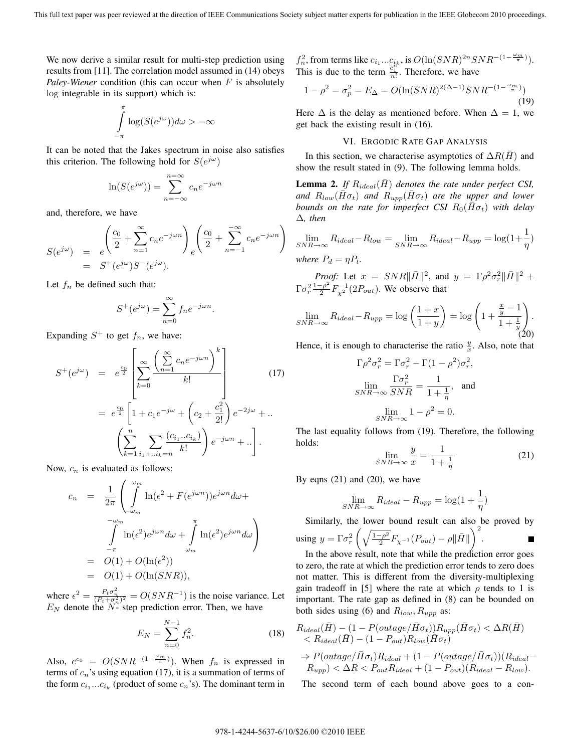We now derive a similar result for multi-step prediction using results from [11]. The correlation model assumed in (14) obeys *Paley-Wiener* condition (this can occur when $F$ is absolutely $\log$ integrable in its support) which is:

$$\int_{-\pi}^{\pi} \log(S(e^{j\omega}))d\omega > -\infty$$

It can be noted that the Jakes spectrum in noise also satisfies this criterion. The following hold for $S(e^{j\omega})$

$$\ln(S(e^{j\omega})) = \sum_{n=-\infty}^{n=\infty} c_n e^{-j\omega n}$$

and, therefore, we have

$$\begin{aligned} S(e^{j\omega}) &= e^{\left(\frac{c_0}{2} + \sum_{n=1}^{\infty} c_n e^{-j\omega n}\right)} e^{\left(\frac{c_0}{2} + \sum_{n=-1}^{-\infty} c_n e^{-j\omega n}\right)} \\ &= S^+(e^{j\omega})S^-(e^{j\omega}). \end{aligned}$$

Let $f_n$ be defined such that:

$$S^+(e^{j\omega}) = \sum_{n=0}^{\infty} f_n e^{-j\omega n}.$$

Expanding $S^+$ to get $f_n$, we have:

$$\begin{aligned} S^+(e^{j\omega}) &= e^{\frac{c_0}{2}} \left[ \sum_{k=0}^{\infty} \frac{\left(\sum_{n=1}^{\infty} c_n e^{-j\omega n}\right)^k}{k!} \right] \quad (17) \\ &= e^{\frac{c_0}{2}} \left[ 1 + c_1 e^{-j\omega} + \left(c_2 + \frac{c_1^2}{2!}\right) e^{-2j\omega} + .. \right. \\ & \left. \left( \sum_{k=1}^{n} \sum_{i_1+..i_k=n} \frac{(c_{i_1}..c_{i_k})}{k!} \right) e^{-j\omega n} + .. \right]. \end{aligned}$$

Now, $c_n$ is evaluated as follows:

$$\begin{aligned} c_n &= \frac{1}{2\pi} \left( \int_{-\omega_m}^{\omega_m} \ln(\epsilon^2 + F(e^{j\omega n}))e^{j\omega n} d\omega + \right. \\ & \left. \int_{-\pi}^{-\omega_m} \ln(\epsilon^2)e^{j\omega n} d\omega + \int_{\omega_m}^{\pi} \ln(\epsilon^2)e^{j\omega n} d\omega \right) \\ &= O(1) + O(\ln(\epsilon^2)) \\ &= O(1) + O(\ln(SNR)), \end{aligned}$$

where $\epsilon^2 = \frac{P_t \sigma_n^2}{(P_t + \sigma_n^2)^2} = O(SNR^{-1})$ is the noise variance. Let $E_N$ denote the $N$- step prediction error. Then, we have

$$E_N = \sum_{n=0}^{N-1} f_n^2. \quad (18)$$

Also, $e^{c_0} = O(SNR^{-(1-\frac{\omega_m}{\pi})})$. When $f_n$ is expressed in terms of $c_n$'s using equation (17), it is a summation of terms of the form $c_{i_1}...c_{i_k}$ (product of some $c_n$'s). The dominant term in $f_n^2$, from terms like $c_{i_1}...c_{i_k}$, is $O(\ln(SNR)^{2n} SNR^{-(1-\frac{\omega_m}{\pi})})$. This is due to the term $\frac{c_1^n}{n!}$. Therefore, we have

$$1 - \rho^2 = \sigma_p^2 = E_\Delta = O(\ln(SNR)^{2(\Delta-1)} SNR^{-(1-\frac{\omega_m}{\pi})}) \quad (19)$$

Here $\Delta$ is the delay as mentioned before. When $\Delta = 1$, we get back the existing result in (16).

## VI. Ergodic Rate Gap Analysis

In this section, we characterise asymptotics of $\Delta R(\bar{H})$ and show the result stated in (9). The following lemma holds.

**Lemma 2.** *If $R_{ideal}(\bar{H})$ denotes the rate under perfect CSI, and $R_{low}(\bar{H}\sigma_t)$ and $R_{upp}(\bar{H}\sigma_t)$ are the upper and lower bounds on the rate for imperfect CSI $R_0(\bar{H}\sigma_t)$ with delay $\Delta$, then*

$$\lim_{SNR \to \infty} R_{ideal} - R_{low} = \lim_{SNR \to \infty} R_{ideal} - R_{upp} = \log(1 + \frac{1}{\eta})$$

*where $P_d = \eta P_t$.*

*Proof:* Let $x = SNR\|\bar{H}\|^2$, and $y = \Gamma\rho^2\sigma_r^2\|\bar{H}\|^2 + \Gamma\sigma_r^2 \frac{1-\rho^2}{2} F_{\chi^2}^{-1}(2P_{out})$. We observe that

$$\lim_{SNR \to \infty} R_{ideal} - R_{upp} = \log\left(\frac{1+x}{1+y}\right) = \log\left(1 + \frac{\frac{x}{y} - 1}{1 + \frac{1}{y}}\right). \quad (20)$$

Hence, it is enough to characterise the ratio $\frac{y}{x}$. Also, note that

$$\Gamma\rho^2\sigma_r^2 = \Gamma\sigma_r^2 - \Gamma(1-\rho^2)\sigma_r^2,$$

$$\lim_{SNR \to \infty} \frac{\Gamma\sigma_r^2}{SNR} = \frac{1}{1 + \frac{1}{\eta}}, \quad \text{and}$$

$$\lim_{SNR \to \infty} 1 - \rho^2 = 0.$$

The last equality follows from (19). Therefore, the following holds:

$$\lim_{SNR \to \infty} \frac{y}{x} = \frac{1}{1 + \frac{1}{\eta}} \quad (21)$$

By eqns (21) and (20), we have

$$\lim_{SNR \to \infty} R_{ideal} - R_{upp} = \log(1 + \frac{1}{\eta})$$

Similarly, the lower bound result can also be proved by using $y = \Gamma\sigma_r^2 \left(\sqrt{\frac{1-\rho^2}{2}} F_{\chi^{-1}}(P_{out}) - \rho\|\bar{H}\|\right)^2$. ∎

In the above result, note that while the prediction error goes to zero, the rate at which the prediction error tends to zero does not matter. This is different from the diversity-multiplexing gain tradeoff in [5] where the rate at which $\rho$ tends to 1 is important. The rate gap as defined in (8) can be bounded on both sides using (6) and $R_{low}, R_{upp}$ as:

$$\begin{aligned} & R_{ideal}(\bar{H}) - (1 - P(outage/\bar{H}\sigma_t))R_{upp}(\bar{H}\sigma_t) < \Delta R(\bar{H}) \\ & < R_{ideal}(\bar{H}) - (1 - P_{out})R_{low}(\bar{H}\sigma_t) \\ \Rightarrow\ & P(outage/\bar{H}\sigma_t)R_{ideal} + (1 - P(outage/\bar{H}\sigma_t))(R_{ideal} - \\ & R_{upp}) < \Delta R < P_{out}R_{ideal} + (1 - P_{out})(R_{ideal} - R_{low}). \end{aligned}$$

The second term of each bound above goes to a con-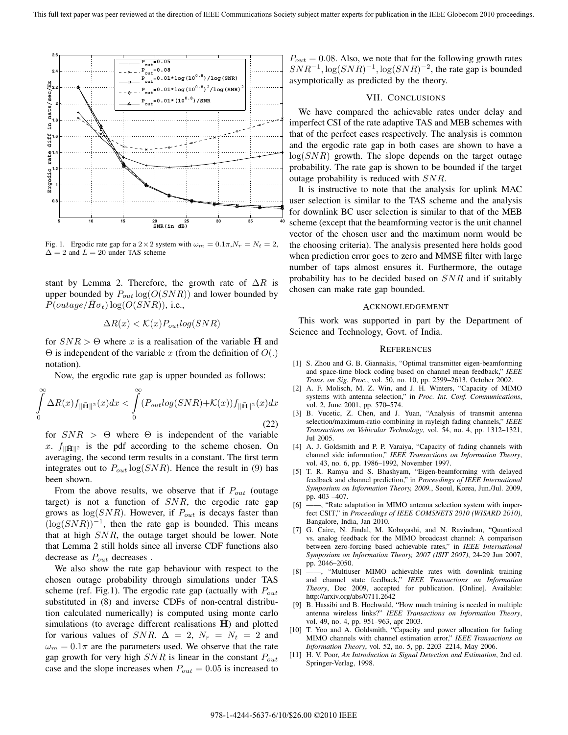Ergodic rate diff in nats/sec/Hz

2.6
2.4
2.2
2
1.8
1.6
1.4
1.2
1
0.8

5 10 15 20 25 30 35 40

SNR(in dB)

P_out=0.05
P_out=0.08
P_out=0.01*log(10^0.8)/log(SNR)
P_out=0.01*log(10^0.8)^2/log(SNR)^2
P_out=0.01*(10^0.8)/SNR

Fig. 1. Ergodic rate gap for a $2\times 2$ system with $\omega_m = 0.1\pi$, $N_r = N_t = 2$, $\Delta = 2$ and $L = 20$ under TAS scheme

stant by Lemma 2. Therefore, the growth rate of $\Delta R$ is upper bounded by $P_{out}\log(O(SNR))$ and lower bounded by $P(outage/\bar{H}\sigma_t)\log(O(SNR))$, i.e.,

$$\Delta R(x) < \mathcal{K}(x)P_{out}log(SNR)$$

for $SNR > \Theta$ where $x$ is a realisation of the variable $\bar{\mathbf{H}}$ and $\Theta$ is independent of the variable $x$ (from the definition of $O(.)$ notation).

Now, the ergodic rate gap is upper bounded as follows:

$$\int_0^\infty \Delta R(x) f_{\|\bar{\mathbf{H}}\|^2}(x)dx < \int_0^\infty (P_{out}log(SNR) + \mathcal{K}(x)) f_{\|\bar{\mathbf{H}}\|^2}(x)dx \tag{22}$$

for $SNR > \Theta$ where $\Theta$ is independent of the variable $x$. $f_{\|\bar{\mathbf{H}}\|^2}$ is the pdf according to the scheme chosen. On averaging, the second term results in a constant. The first term integrates out to $P_{out}\log(SNR)$. Hence the result in (9) has been shown.

From the above results, we observe that if $P_{out}$ (outage target) is not a function of $SNR$, the ergodic rate gap grows as $\log(SNR)$. However, if $P_{out}$ is decays faster than $(\log(SNR))^{-1}$, then the rate gap is bounded. This means that at high $SNR$, the outage target should be lower. Note that Lemma 2 still holds since all inverse CDF functions also decrease as $P_{out}$ decreases .

We also show the rate gap behaviour with respect to the chosen outage probability through simulations under TAS scheme (ref. Fig.1). The ergodic rate gap (actually with $P_{out}$ substituted in (8) and inverse CDFs of non-central distribution calculated numerically) is computed using monte carlo simulations (to average different realisations $\bar{\mathbf{H}}$) and plotted for various values of $SNR$. $\Delta = 2$, $N_r = N_t = 2$ and $\omega_m = 0.1\pi$ are the parameters used. We observe that the rate gap growth for very high $SNR$ is linear in the constant $P_{out}$ case and the slope increases when $P_{out} = 0.05$ is increased to $P_{out} = 0.08$. Also, we note that for the following growth rates $SNR^{-1}, \log(SNR)^{-1}, \log(SNR)^{-2}$, the rate gap is bounded asymptotically as predicted by the theory.

## VII. Conclusions

We have compared the achievable rates under delay and imperfect CSI of the rate adaptive TAS and MEB schemes with that of the perfect cases respectively. The analysis is common and the ergodic rate gap in both cases are shown to have a $\log(SNR)$ growth. The slope depends on the target outage probability. The rate gap is shown to be bounded if the target outage probability is reduced with $SNR$.

It is instructive to note that the analysis for uplink MAC user selection is similar to the TAS scheme and the analysis for downlink BC user selection is similar to that of the MEB scheme (except that the beamforming vector is the unit channel vector of the chosen user and the maximum norm would be the choosing criteria). The analysis presented here holds good when prediction error goes to zero and MMSE filter with large number of taps almost ensures it. Furthermore, the outage probability has to be decided based on $SNR$ and if suitably chosen can make rate gap bounded.

## Acknowledgement

This work was supported in part by the Department of Science and Technology, Govt. of India.

## References

[1] S. Zhou and G. B. Giannakis, "Optimal transmitter eigen-beamforming and space-time block coding based on channel mean feedback," *IEEE Trans. on Sig. Proc.*, vol. 50, no. 10, pp. 2599–2613, October 2002.

[2] A. F. Molisch, M. Z. Win, and J. H. Winters, "Capacity of MIMO systems with antenna selection," in *Proc. Int. Conf. Communications*, vol. 2, June 2001, pp. 570–574.

[3] B. Vucetic, Z. Chen, and J. Yuan, "Analysis of transmit antenna selection/maximum-ratio combining in rayleigh fading channels," *IEEE Transactions on Vehicular Technology*, vol. 54, no. 4, pp. 1312–1321, Jul 2005.

[4] A. J. Goldsmith and P. P. Varaiya, "Capacity of fading channels with channel side information," *IEEE Transactions on Information Theory*, vol. 43, no. 6, pp. 1986–1992, November 1997.

[5] T. R. Ramya and S. Bhashyam, "Eigen-beamforming with delayed feedback and channel prediction," in *Proceedings of IEEE International Symposium on Information Theory, 2009.*, Seoul, Korea, Jun./Jul. 2009, pp. 403 –407.

[6] ——, "Rate adaptation in MIMO antenna selection system with imperfect CSIT," in *Proceedings of IEEE COMSNETS 2010 (WISARD 2010)*, Bangalore, India, Jan 2010.

[7] G. Caire, N. Jindal, M. Kobayashi, and N. Ravindran, "Quantized vs. analog feedback for the MIMO broadcast channel: A comparison between zero-forcing based achievable rates," in *IEEE International Symposium on Information Theory, 2007 (ISIT 2007)*, 24-29 Jun 2007, pp. 2046–2050.

[8] ——, "Multiuser MIMO achievable rates with downlink training and channel state feedback," *IEEE Transactions on Information Theory*, Dec 2009, accepted for publication. [Online]. Available: http://arxiv.org/abs/0711.2642

[9] B. Hassibi and B. Hochwald, "How much training is needed in multiple antenna wireless links?" *IEEE Transactions on Information Theory*, vol. 49, no. 4, pp. 951–963, apr 2003.

[10] T. Yoo and A. Goldsmith, "Capacity and power allocation for fading MIMO channels with channel estimation error," *IEEE Transactions on Information Theory*, vol. 52, no. 5, pp. 2203–2214, May 2006.

[11] H. V. Poor, *An Introduction to Signal Detection and Estimation*, 2nd ed. Springer-Verlag, 1998.